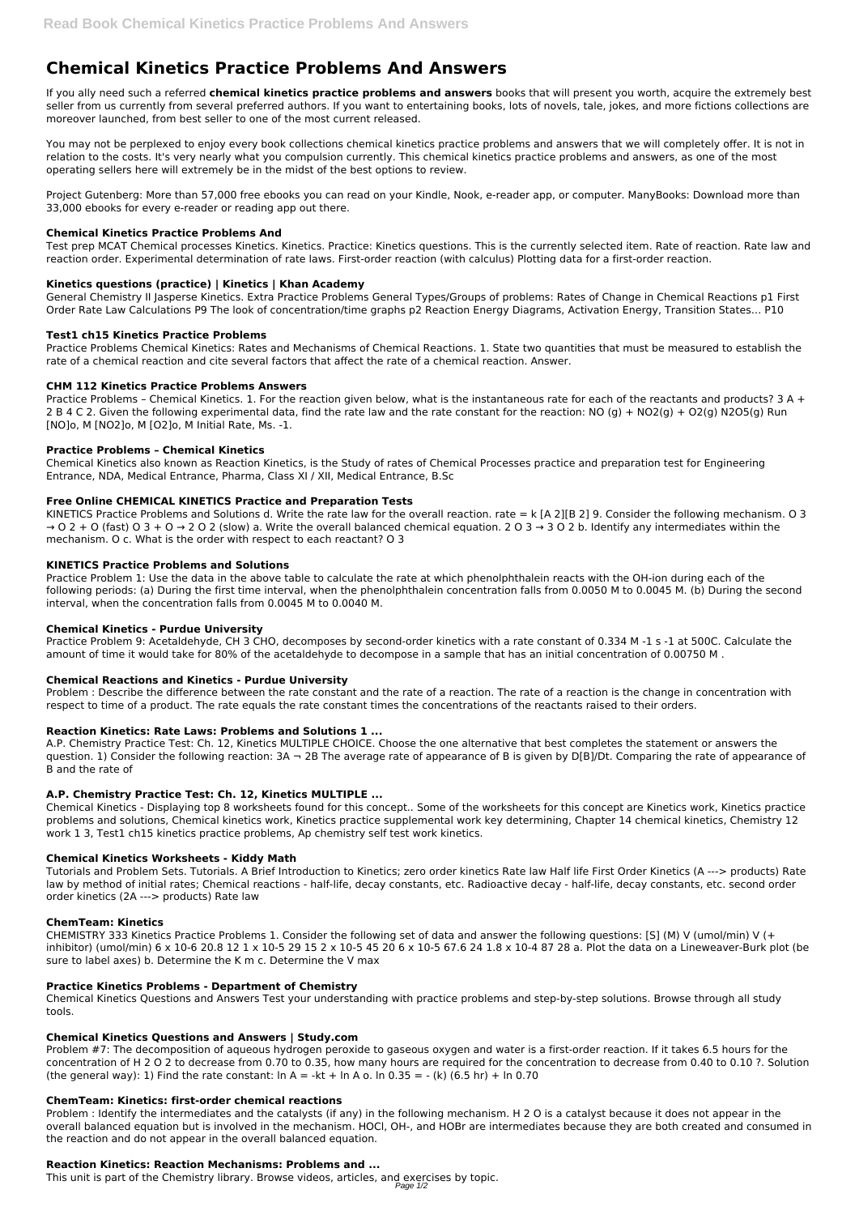# Chemical Kinetics Practice Problems And Answers

If you ally need such a referred **chemical kinetics practice problems and answers** books that will present you worth, acquire the extremely best seller from us currently from several preferred authors. If you want to entertaining books, lots of novels, tale, jokes, and more fictions collections are moreover launched, from best seller to one of the most current released.

You may not be perplexed to enjoy every book collections chemical kinetics practice problems and answers that we will completely offer. It is not in relation to the costs. It's very nearly what you compulsion currently. This chemical kinetics practice problems and answers, as one of the most operating sellers here will extremely be in the midst of the best options to review.

Project Gutenberg: More than 57,000 free ebooks you can read on your Kindle, Nook, e-reader app, or computer. ManyBooks: Download more than 33,000 ebooks for every e-reader or reading app out there.

### Chemical Kinetics Practice Problems And

Test prep MCAT Chemical processes Kinetics. Kinetics. Practice: Kinetics questions. This is the currently selected item. Rate of reaction. Rate law and reaction order. Experimental determination of rate laws. First-order reaction (with calculus) Plotting data for a first-order reaction.

### Kinetics questions (practice) | Kinetics | Khan Academy

General Chemistry II Jasperse Kinetics. Extra Practice Problems General Types/Groups of problems: Rates of Change in Chemical Reactions p1 First Order Rate Law Calculations P9 The look of concentration/time graphs p2 Reaction Energy Diagrams, Activation Energy, Transition States… P10

### Test1 ch15 Kinetics Practice Problems

Practice Problems Chemical Kinetics: Rates and Mechanisms of Chemical Reactions. 1. State two quantities that must be measured to establish the rate of a chemical reaction and cite several factors that affect the rate of a chemical reaction. Answer.

### CHM 112 Kinetics Practice Problems Answers

Practice Problems – Chemical Kinetics. 1. For the reaction given below, what is the instantaneous rate for each of the reactants and products? 3 A + 2 B 4 C 2. Given the following experimental data, find the rate law and the rate constant for the reaction: NO (g) + NO2(g) + O2(g) N2O5(g) Run [NO]o, M [NO2]o, M [O2]o, M Initial Rate, Ms. -1.

### Practice Problems – Chemical Kinetics

Chemical Kinetics also known as Reaction Kinetics, is the Study of rates of Chemical Processes practice and preparation test for Engineering Entrance, NDA, Medical Entrance, Pharma, Class XI / XII, Medical Entrance, B.Sc

### Free Online CHEMICAL KINETICS Practice and Preparation Tests

KINETICS Practice Problems and Solutions d. Write the rate law for the overall reaction. rate = k [A 2][B 2] 9. Consider the following mechanism. O 3 → O 2 + O (fast) O 3 + O → 2 O 2 (slow) a. Write the overall balanced chemical equation. 2 O 3 → 3 O 2 b. Identify any intermediates within the mechanism. O c. What is the order with respect to each reactant? O 3

### KINETICS Practice Problems and Solutions

Practice Problem 1: Use the data in the above table to calculate the rate at which phenolphthalein reacts with the OH-ion during each of the following periods: (a) During the first time interval, when the phenolphthalein concentration falls from 0.0050 M to 0.0045 M. (b) During the second interval, when the concentration falls from 0.0045 M to 0.0040 M.

### Chemical Kinetics - Purdue University

Practice Problem 9: Acetaldehyde, CH 3 CHO, decomposes by second-order kinetics with a rate constant of 0.334 M -1 s -1 at 500C. Calculate the amount of time it would take for 80% of the acetaldehyde to decompose in a sample that has an initial concentration of 0.00750 M .

### Chemical Reactions and Kinetics - Purdue University

Problem : Describe the difference between the rate constant and the rate of a reaction. The rate of a reaction is the change in concentration with respect to time of a product. The rate equals the rate constant times the concentrations of the reactants raised to their orders.

### Reaction Kinetics: Rate Laws: Problems and Solutions 1 ...

A.P. Chemistry Practice Test: Ch. 12, Kinetics MULTIPLE CHOICE. Choose the one alternative that best completes the statement or answers the question. 1) Consider the following reaction: 3A ¬ 2B The average rate of appearance of B is given by D[B]/Dt. Comparing the rate of appearance of B and the rate of

### A.P. Chemistry Practice Test: Ch. 12, Kinetics MULTIPLE ...

Chemical Kinetics - Displaying top 8 worksheets found for this concept.. Some of the worksheets for this concept are Kinetics work, Kinetics practice problems and solutions, Chemical kinetics work, Kinetics practice supplemental work key determining, Chapter 14 chemical kinetics, Chemistry 12 work 1 3, Test1 ch15 kinetics practice problems, Ap chemistry self test work kinetics.

### Chemical Kinetics Worksheets - Kiddy Math

Tutorials and Problem Sets. Tutorials. A Brief Introduction to Kinetics; zero order kinetics Rate law Half life First Order Kinetics (A ---> products) Rate law by method of initial rates; Chemical reactions - half-life, decay constants, etc. Radioactive decay - half-life, decay constants, etc. second order order kinetics (2A ---> products) Rate law

### ChemTeam: Kinetics

CHEMISTRY 333 Kinetics Practice Problems 1. Consider the following set of data and answer the following questions: [S] (M) V (umol/min) V (+ inhibitor) (umol/min) 6 x 10-6 20.8 12 1 x 10-5 29 15 2 x 10-5 45 20 6 x 10-5 67.6 24 1.8 x 10-4 87 28 a. Plot the data on a Lineweaver-Burk plot (be sure to label axes) b. Determine the K m c. Determine the V max

### Practice Kinetics Problems - Department of Chemistry

Chemical Kinetics Questions and Answers Test your understanding with practice problems and step-by-step solutions. Browse through all study tools.

### Chemical Kinetics Questions and Answers | Study.com

Problem #7: The decomposition of aqueous hydrogen peroxide to gaseous oxygen and water is a first-order reaction. If it takes 6.5 hours for the concentration of H 2 O 2 to decrease from 0.70 to 0.35, how many hours are required for the concentration to decrease from 0.40 to 0.10 ?. Solution (the general way): 1) Find the rate constant: ln A = -kt + ln A o. ln 0.35 = - (k) (6.5 hr) + ln 0.70

### ChemTeam: Kinetics: first-order chemical reactions

Problem : Identify the intermediates and the catalysts (if any) in the following mechanism. H 2 O is a catalyst because it does not appear in the overall balanced equation but is involved in the mechanism. HOCl, OH-, and HOBr are intermediates because they are both created and consumed in the reaction and do not appear in the overall balanced equation.

### Reaction Kinetics: Reaction Mechanisms: Problems and ...

This unit is part of the Chemistry library. Browse videos, articles, and exercises by topic.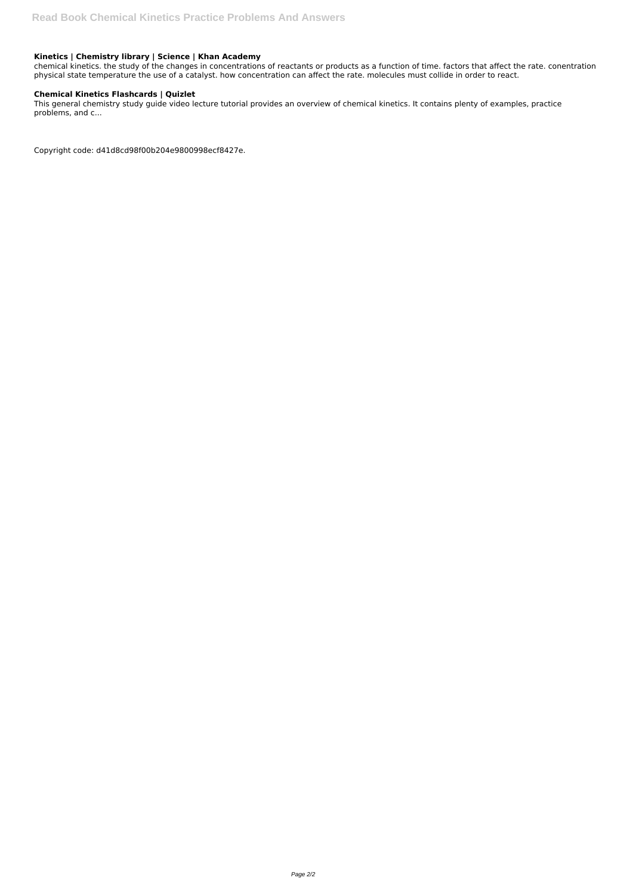**Kinetics | Chemistry library | Science | Khan Academy**

chemical kinetics. the study of the changes in concentrations of reactants or products as a function of time. factors that affect the rate. conentration physical state temperature the use of a catalyst. how concentration can affect the rate. molecules must collide in order to react.

**Chemical Kinetics Flashcards | Quizlet**

This general chemistry study guide video lecture tutorial provides an overview of chemical kinetics. It contains plenty of examples, practice problems, and c...

Copyright code: d41d8cd98f00b204e9800998ecf8427e.